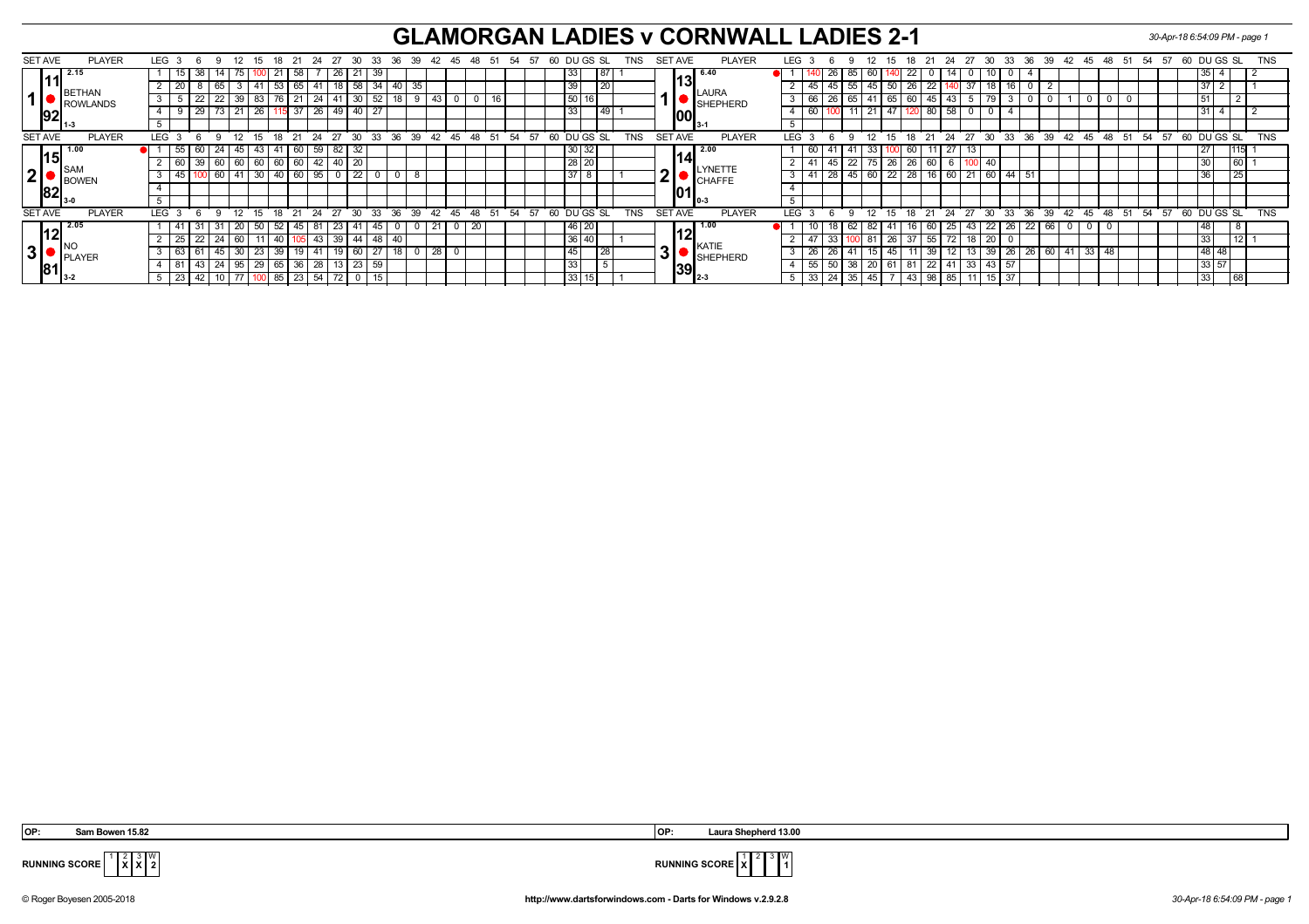# GLAMORGAN LADIES v CORNWALL LADIES 2-1

| SET AVE | PLAYER | LEG | 3 | 6 | 9 | 12 | 15 | 18 | 21 | 24 | 27 | 30 | 33 | 36 | 39 | 42 | 45 | 48 | 51 | 54 | 57 | 60 | DU | GS | SL | TNS | SET AVE | PLAYER | LEG | 3 | 6 | 9 | 12 | 15 | 18 | 21 | 24 | 27 | 30 | 33 | 36 | 39 | 42 | 45 | 48 | 51 | 54 | 57 | 60 | DU | GS | SL | TNS |
|---|---|---|---|---|---|---|---|---|---|---|---|---|---|---|---|---|---|---|---|---|---|---|---|---|---|---|---|---|---|---|---|---|---|---|---|---|---|---|---|---|---|---|---|---|---|---|---|---|---|---|---|---|
| 1 11.92 (2.15) | BETHAN ROWLANDS 1-3 | 1 | 15 | 38 | 14 | 75 | 100 | 21 | 58 | 7 | 26 | 21 | 39 | | | | | | | | | | 33 | | 87 | 1 | 1 13.00 (6.40) | LAURA SHEPHERD 3-1 | 1 | 140 | 26 | 85 | 60 | 140 | 22 | 0 | 14 | 0 | 10 | 0 | 4 | | | | | | | | | | 35 | 4 | | 2 |
| | | 2 | 20 | 8 | 65 | 3 | 41 | 53 | 65 | 41 | 18 | 58 | 34 | 40 | 35 | | | | | | | | 39 | | 20 | | | | 2 | 45 | 45 | 55 | 45 | 50 | 26 | 22 | 140 | 37 | 18 | 16 | 0 | 2 | | | | | | | | | 37 | 2 | | 1 |
| | | 3 | 5 | 22 | 22 | 39 | 83 | 76 | 21 | 24 | 41 | 30 | 52 | 18 | 9 | 43 | 0 | 0 | 16 | | | | 50 | 16 | | | | | 3 | 66 | 26 | 65 | 41 | 65 | 60 | 45 | 43 | 5 | 79 | 3 | 0 | 0 | 1 | 0 | 0 | 0 | | | | | 51 | | 2 | |
| | | 4 | 9 | 29 | 73 | 21 | 26 | 115 | 37 | 26 | 49 | 40 | 27 | | | | | | | | | | 33 | | 49 | 1 | | | 4 | 60 | 100 | 11 | 21 | 47 | 120 | 80 | 58 | 0 | 0 | 4 | | | | | | | | | | | 31 | 4 | | 2 |
| | | 5 | | | | | | | | | | | | | | | | | | | | | | | | | | | 5 | | | | | | | | | | | | | | | | | | | | | | | | | |
| 2 15.82 (1.00) | SAM BOWEN 3-0 | 1 | 55 | 60 | 24 | 45 | 43 | 41 | 60 | 59 | 82 | 32 | | | | | | | | | | | 30 | 32 | | | 2 14.01 (2.00) | LYNETTE CHAFFE 0-3 | 1 | 60 | 41 | 41 | 33 | 100 | 60 | 11 | 27 | 13 | | | | | | | | | | | | 27 | | 115 | 1 |
| | | 2 | 60 | 39 | 60 | 60 | 60 | 60 | 60 | 42 | 40 | 20 | | | | | | | | | | | 28 | 20 | | | | | 2 | 41 | 45 | 22 | 75 | 26 | 26 | 60 | 6 | 100 | 40 | | | | | | | | | | | | 30 | | 60 | 1 |
| | | 3 | 45 | 100 | 60 | 41 | 30 | 40 | 60 | 95 | 0 | 22 | 0 | 0 | 8 | | | | | | | | 37 | 8 | | 1 | | | 3 | 41 | 28 | 45 | 60 | 22 | 28 | 16 | 60 | 21 | 60 | 44 | 51 | | | | | | | | | | 36 | | 25 | |
| | | 4 | | | | | | | | | | | | | | | | | | | | | | | | | | | 4 | | | | | | | | | | | | | | | | | | | | | | | | | |
| | | 5 | | | | | | | | | | | | | | | | | | | | | | | | | | | 5 | | | | | | | | | | | | | | | | | | | | | | | | | |
| 3 12.81 (2.05) | NO PLAYER 3-2 | 1 | 41 | 31 | 31 | 20 | 50 | 52 | 45 | 81 | 23 | 41 | 45 | 0 | 0 | 21 | 0 | 20 | | | | | 46 | 20 | | | 3 12.39 (1.00) | KATIE SHEPHERD 2-3 | 1 | 10 | 18 | 62 | 82 | 41 | 16 | 60 | 25 | 43 | 22 | 26 | 22 | 66 | 0 | 0 | 0 | | | | | 48 | | 8 | |
| | | 2 | 25 | 22 | 24 | 60 | 11 | 40 | 105 | 43 | 39 | 44 | 48 | 40 | | | | | | | | | 36 | 40 | | 1 | | | 2 | 47 | 33 | 100 | 81 | 26 | 37 | 55 | 72 | 18 | 20 | 0 | | | | | | | | | | | 33 | | 12 | 1 |
| | | 3 | 63 | 61 | 45 | 30 | 23 | 39 | 19 | 41 | 19 | 60 | 27 | 18 | 0 | 28 | 0 | | | | | | 45 | | 28 | | | | 3 | 26 | 26 | 41 | 15 | 45 | 11 | 39 | 12 | 13 | 39 | 26 | 26 | 60 | 41 | 33 | 48 | | | | | | 48 | 48 | | |
| | | 4 | 81 | 43 | 24 | 95 | 29 | 65 | 36 | 28 | 13 | 23 | 59 | | | | | | | | | | 33 | | 5 | | | | 4 | 55 | 50 | 38 | 20 | 61 | 81 | 22 | 41 | 33 | 43 | 57 | | | | | | | | | | | 33 | 57 | | |
| | | 5 | 23 | 42 | 10 | 77 | 100 | 85 | 23 | 54 | 72 | 0 | 15 | | | | | | | | | | 33 | 15 | | 1 | | | 5 | 33 | 24 | 35 | 45 | 7 | 43 | 98 | 85 | 11 | 15 | 37 | | | | | | | | | | | 33 | | 68 | |

OP: Sam Bowen 15.82

RUNNING SCORE: 1: – | 2: X | 3: X | W: 2

OP: Laura Shepherd 13.00

RUNNING SCORE: 1: X | 2: – | 3: – | W: 1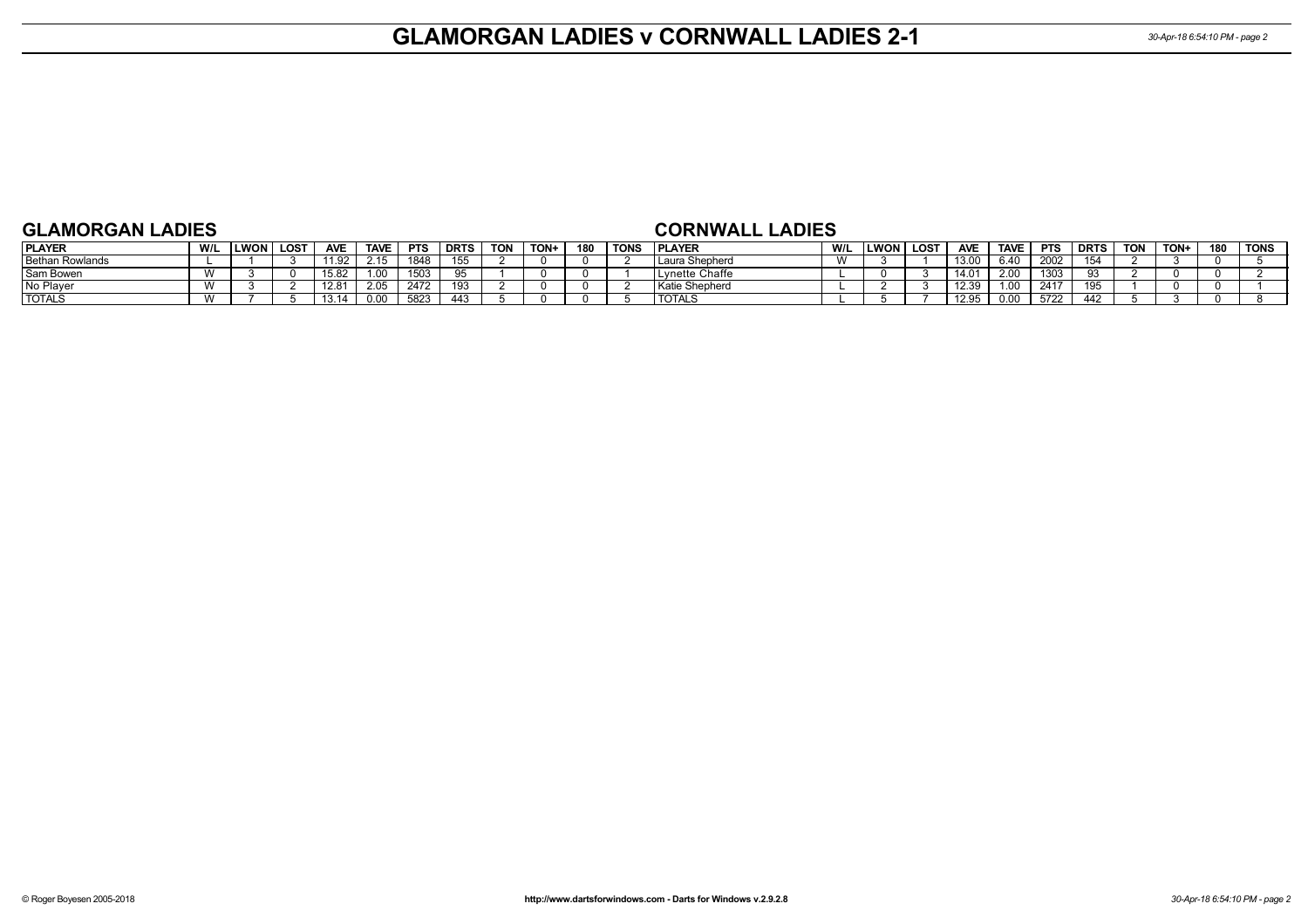# GLAMORGAN LADIES v CORNWALL LADIES 2-1

## GLAMORGAN LADIES

| PLAYER | W/L | LWON | LOST | AVE | TAVE | PTS | DRTS | TON | TON+ | 180 | TONS |
|---|---|---|---|---|---|---|---|---|---|---|---|
| Bethan Rowlands | L | 1 | 3 | 11.92 | 2.15 | 1848 | 155 | 2 | 0 | 0 | 2 |
| Sam Bowen | W | 3 | 0 | 15.82 | 1.00 | 1503 | 95 | 1 | 0 | 0 | 1 |
| No Player | W | 3 | 2 | 12.81 | 2.05 | 2472 | 193 | 2 | 0 | 0 | 2 |
| TOTALS | W | 7 | 5 | 13.14 | 0.00 | 5823 | 443 | 5 | 0 | 0 | 5 |

## CORNWALL LADIES

| PLAYER | W/L | LWON | LOST | AVE | TAVE | PTS | DRTS | TON | TON+ | 180 | TONS |
|---|---|---|---|---|---|---|---|---|---|---|---|
| Laura Shepherd | W | 3 | 1 | 13.00 | 6.40 | 2002 | 154 | 2 | 3 | 0 | 5 |
| Lynette Chaffe | L | 0 | 3 | 14.01 | 2.00 | 1303 | 93 | 2 | 0 | 0 | 2 |
| Katie Shepherd | L | 2 | 3 | 12.39 | 1.00 | 2417 | 195 | 1 | 0 | 0 | 1 |
| TOTALS | L | 5 | 7 | 12.95 | 0.00 | 5722 | 442 | 5 | 3 | 0 | 8 |

© Roger Boyesen 2005-2018 http://www.dartsforwindows.com - Darts for Windows v.2.9.2.8